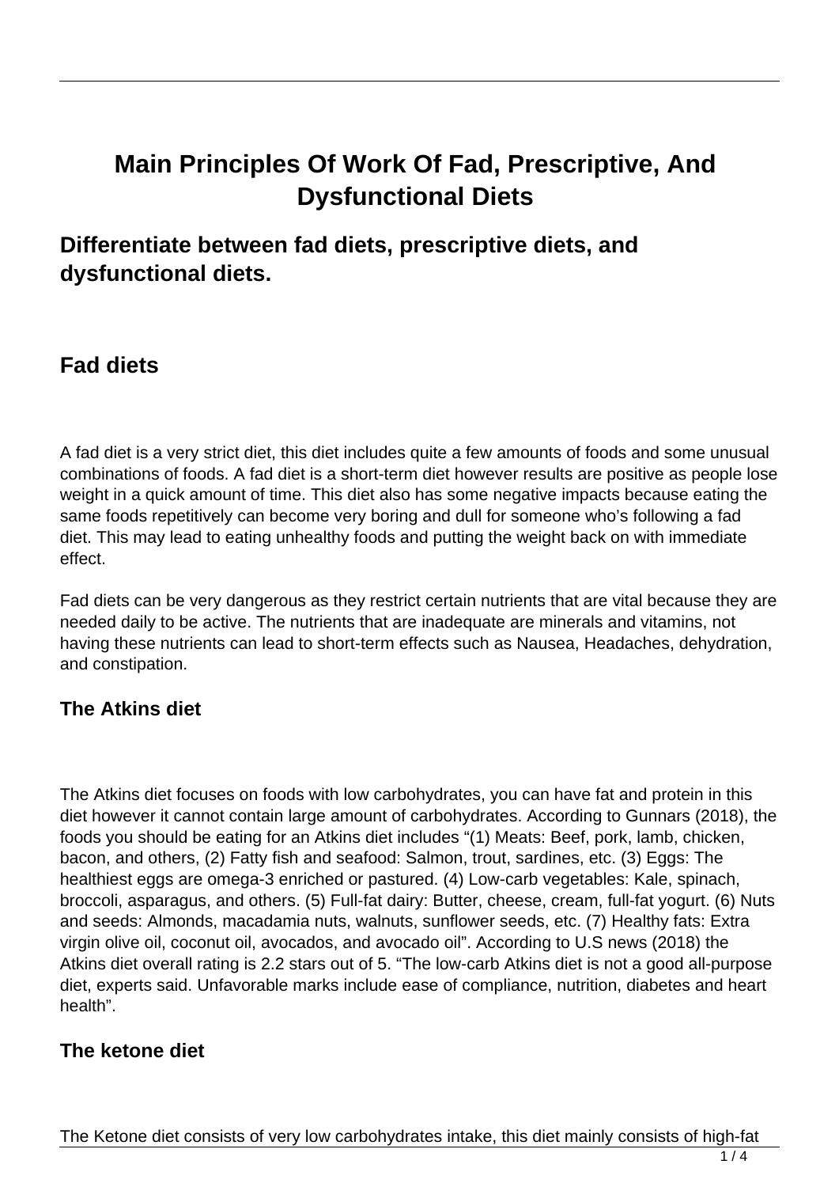# Main Principles Of Work Of Fad, Prescriptive, And Dysfunctional Diets

## Differentiate between fad diets, prescriptive diets, and dysfunctional diets.

## Fad diets

A fad diet is a very strict diet, this diet includes quite a few amounts of foods and some unusual combinations of foods. A fad diet is a short-term diet however results are positive as people lose weight in a quick amount of time. This diet also has some negative impacts because eating the same foods repetitively can become very boring and dull for someone who's following a fad diet. This may lead to eating unhealthy foods and putting the weight back on with immediate effect.

Fad diets can be very dangerous as they restrict certain nutrients that are vital because they are needed daily to be active. The nutrients that are inadequate are minerals and vitamins, not having these nutrients can lead to short-term effects such as Nausea, Headaches, dehydration, and constipation.

### The Atkins diet

The Atkins diet focuses on foods with low carbohydrates, you can have fat and protein in this diet however it cannot contain large amount of carbohydrates. According to Gunnars (2018), the foods you should be eating for an Atkins diet includes "(1) Meats: Beef, pork, lamb, chicken, bacon, and others, (2) Fatty fish and seafood: Salmon, trout, sardines, etc. (3) Eggs: The healthiest eggs are omega-3 enriched or pastured. (4) Low-carb vegetables: Kale, spinach, broccoli, asparagus, and others. (5) Full-fat dairy: Butter, cheese, cream, full-fat yogurt. (6) Nuts and seeds: Almonds, macadamia nuts, walnuts, sunflower seeds, etc. (7) Healthy fats: Extra virgin olive oil, coconut oil, avocados, and avocado oil". According to U.S news (2018) the Atkins diet overall rating is 2.2 stars out of 5. "The low-carb Atkins diet is not a good all-purpose diet, experts said. Unfavorable marks include ease of compliance, nutrition, diabetes and heart health".

### The ketone diet

The Ketone diet consists of very low carbohydrates intake, this diet mainly consists of high-fat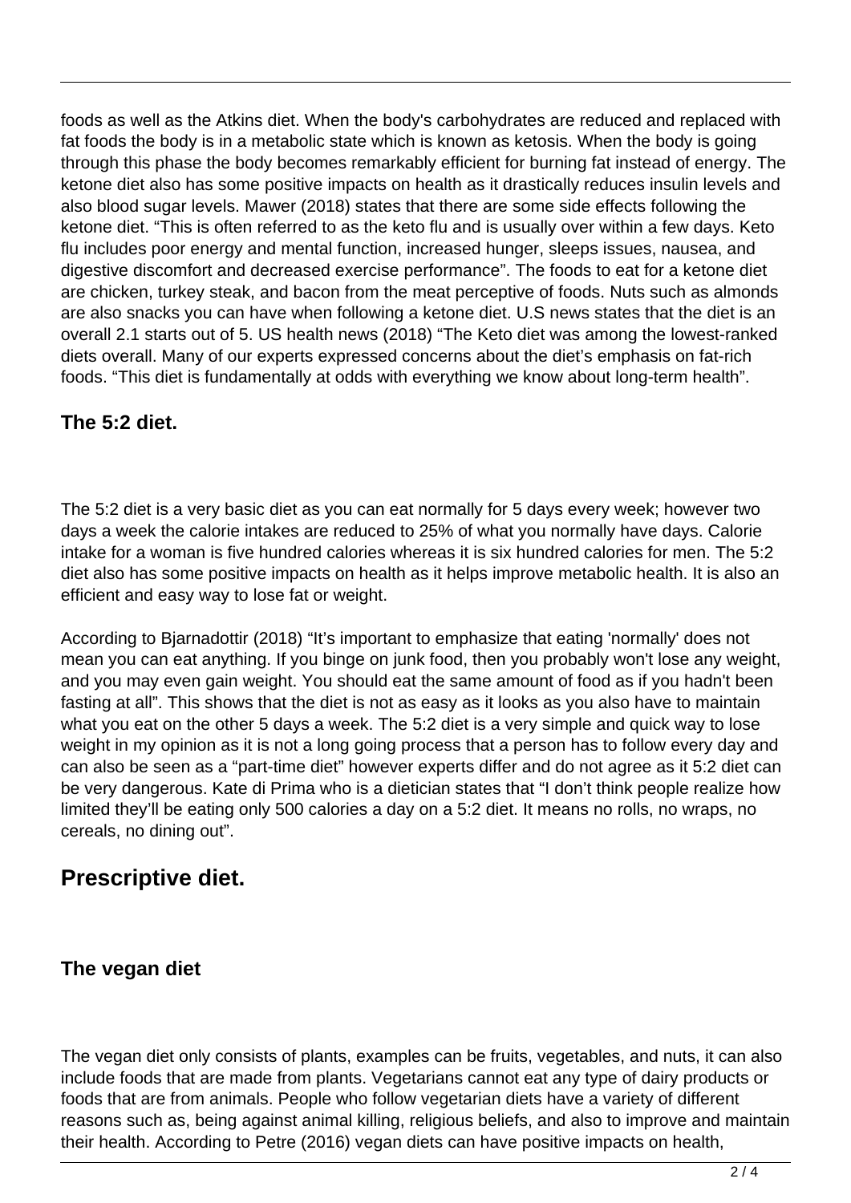foods as well as the Atkins diet. When the body's carbohydrates are reduced and replaced with fat foods the body is in a metabolic state which is known as ketosis. When the body is going through this phase the body becomes remarkably efficient for burning fat instead of energy. The ketone diet also has some positive impacts on health as it drastically reduces insulin levels and also blood sugar levels. Mawer (2018) states that there are some side effects following the ketone diet. "This is often referred to as the keto flu and is usually over within a few days. Keto flu includes poor energy and mental function, increased hunger, sleeps issues, nausea, and digestive discomfort and decreased exercise performance". The foods to eat for a ketone diet are chicken, turkey steak, and bacon from the meat perceptive of foods. Nuts such as almonds are also snacks you can have when following a ketone diet. U.S news states that the diet is an overall 2.1 starts out of 5. US health news (2018) "The Keto diet was among the lowest-ranked diets overall. Many of our experts expressed concerns about the diet's emphasis on fat-rich foods. "This diet is fundamentally at odds with everything we know about long-term health".

### The 5:2 diet.

The 5:2 diet is a very basic diet as you can eat normally for 5 days every week; however two days a week the calorie intakes are reduced to 25% of what you normally have days. Calorie intake for a woman is five hundred calories whereas it is six hundred calories for men. The 5:2 diet also has some positive impacts on health as it helps improve metabolic health. It is also an efficient and easy way to lose fat or weight.

According to Bjarnadottir (2018) "It's important to emphasize that eating 'normally' does not mean you can eat anything. If you binge on junk food, then you probably won't lose any weight, and you may even gain weight. You should eat the same amount of food as if you hadn't been fasting at all". This shows that the diet is not as easy as it looks as you also have to maintain what you eat on the other 5 days a week. The 5:2 diet is a very simple and quick way to lose weight in my opinion as it is not a long going process that a person has to follow every day and can also be seen as a "part-time diet" however experts differ and do not agree as it 5:2 diet can be very dangerous. Kate di Prima who is a dietician states that "I don't think people realize how limited they'll be eating only 500 calories a day on a 5:2 diet. It means no rolls, no wraps, no cereals, no dining out".

## Prescriptive diet.

### The vegan diet

The vegan diet only consists of plants, examples can be fruits, vegetables, and nuts, it can also include foods that are made from plants. Vegetarians cannot eat any type of dairy products or foods that are from animals. People who follow vegetarian diets have a variety of different reasons such as, being against animal killing, religious beliefs, and also to improve and maintain their health. According to Petre (2016) vegan diets can have positive impacts on health,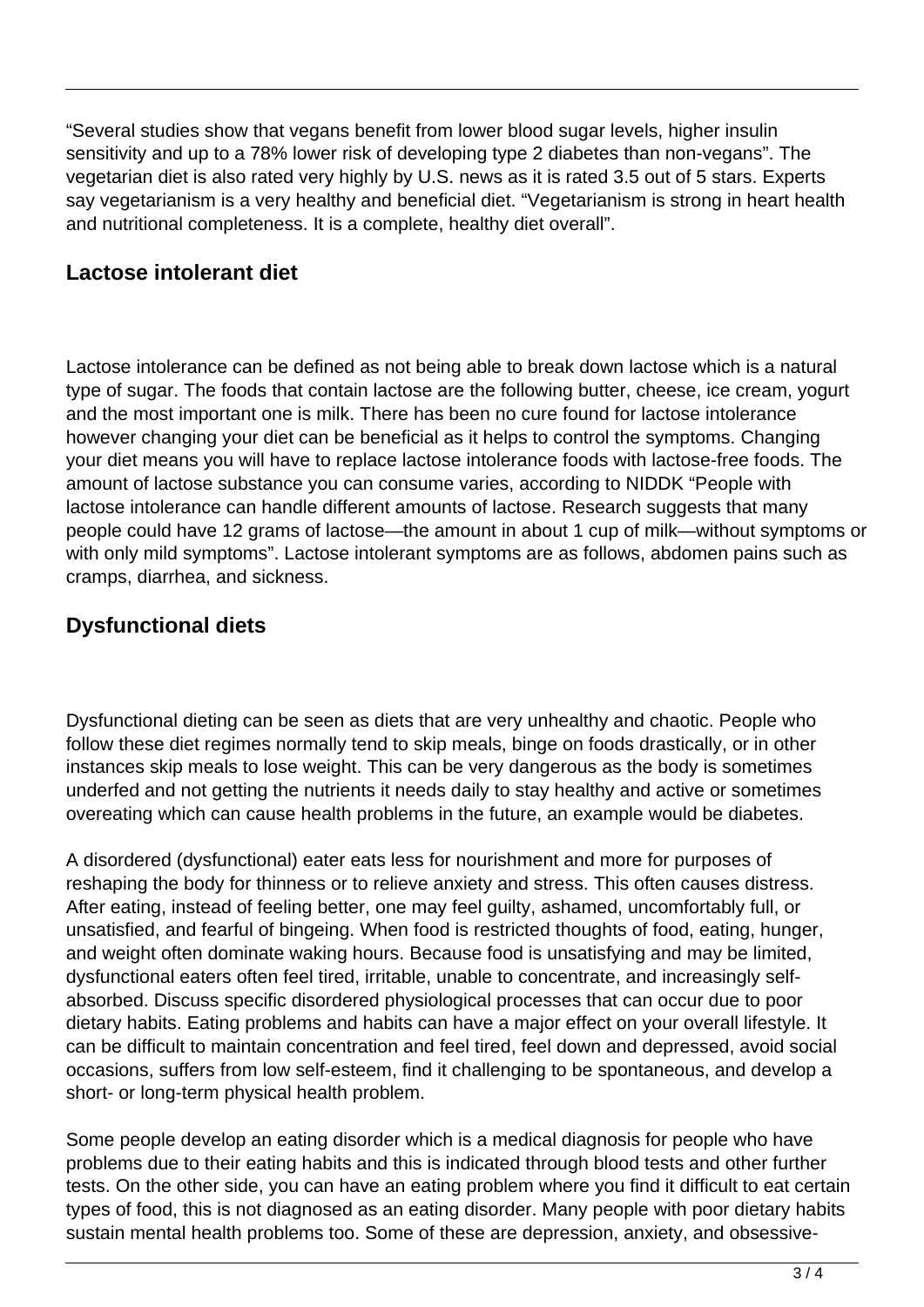"Several studies show that vegans benefit from lower blood sugar levels, higher insulin sensitivity and up to a 78% lower risk of developing type 2 diabetes than non-vegans". The vegetarian diet is also rated very highly by U.S. news as it is rated 3.5 out of 5 stars. Experts say vegetarianism is a very healthy and beneficial diet. "Vegetarianism is strong in heart health and nutritional completeness. It is a complete, healthy diet overall".

## Lactose intolerant diet

Lactose intolerance can be defined as not being able to break down lactose which is a natural type of sugar. The foods that contain lactose are the following butter, cheese, ice cream, yogurt and the most important one is milk. There has been no cure found for lactose intolerance however changing your diet can be beneficial as it helps to control the symptoms. Changing your diet means you will have to replace lactose intolerance foods with lactose-free foods. The amount of lactose substance you can consume varies, according to NIDDK "People with lactose intolerance can handle different amounts of lactose. Research suggests that many people could have 12 grams of lactose—the amount in about 1 cup of milk—without symptoms or with only mild symptoms". Lactose intolerant symptoms are as follows, abdomen pains such as cramps, diarrhea, and sickness.

## Dysfunctional diets

Dysfunctional dieting can be seen as diets that are very unhealthy and chaotic. People who follow these diet regimes normally tend to skip meals, binge on foods drastically, or in other instances skip meals to lose weight. This can be very dangerous as the body is sometimes underfed and not getting the nutrients it needs daily to stay healthy and active or sometimes overeating which can cause health problems in the future, an example would be diabetes.

A disordered (dysfunctional) eater eats less for nourishment and more for purposes of reshaping the body for thinness or to relieve anxiety and stress. This often causes distress. After eating, instead of feeling better, one may feel guilty, ashamed, uncomfortably full, or unsatisfied, and fearful of bingeing. When food is restricted thoughts of food, eating, hunger, and weight often dominate waking hours. Because food is unsatisfying and may be limited, dysfunctional eaters often feel tired, irritable, unable to concentrate, and increasingly self-absorbed. Discuss specific disordered physiological processes that can occur due to poor dietary habits. Eating problems and habits can have a major effect on your overall lifestyle. It can be difficult to maintain concentration and feel tired, feel down and depressed, avoid social occasions, suffers from low self-esteem, find it challenging to be spontaneous, and develop a short- or long-term physical health problem.

Some people develop an eating disorder which is a medical diagnosis for people who have problems due to their eating habits and this is indicated through blood tests and other further tests. On the other side, you can have an eating problem where you find it difficult to eat certain types of food, this is not diagnosed as an eating disorder. Many people with poor dietary habits sustain mental health problems too. Some of these are depression, anxiety, and obsessive-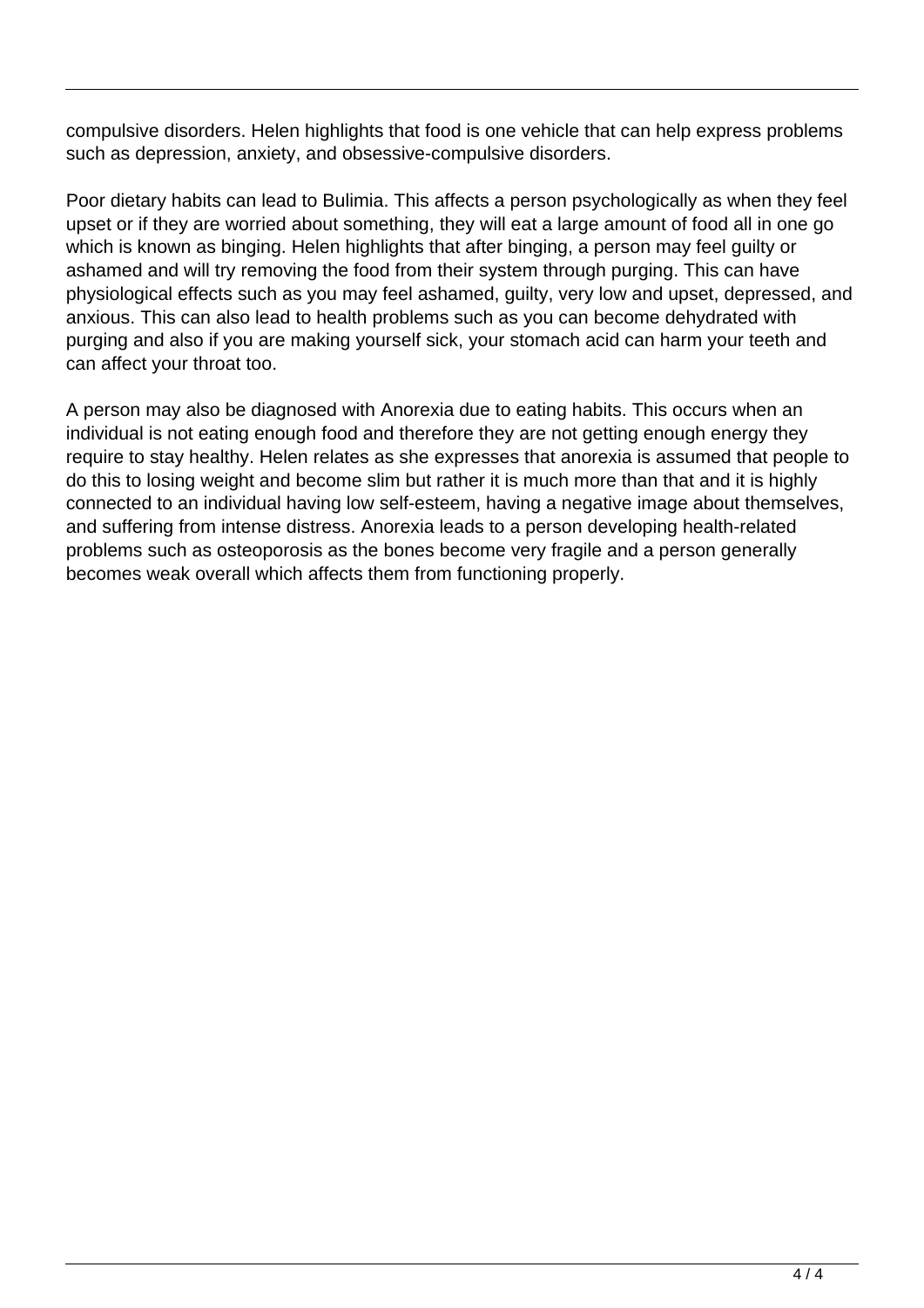compulsive disorders. Helen highlights that food is one vehicle that can help express problems such as depression, anxiety, and obsessive-compulsive disorders.

Poor dietary habits can lead to Bulimia. This affects a person psychologically as when they feel upset or if they are worried about something, they will eat a large amount of food all in one go which is known as binging. Helen highlights that after binging, a person may feel guilty or ashamed and will try removing the food from their system through purging. This can have physiological effects such as you may feel ashamed, guilty, very low and upset, depressed, and anxious. This can also lead to health problems such as you can become dehydrated with purging and also if you are making yourself sick, your stomach acid can harm your teeth and can affect your throat too.

A person may also be diagnosed with Anorexia due to eating habits. This occurs when an individual is not eating enough food and therefore they are not getting enough energy they require to stay healthy. Helen relates as she expresses that anorexia is assumed that people to do this to losing weight and become slim but rather it is much more than that and it is highly connected to an individual having low self-esteem, having a negative image about themselves, and suffering from intense distress. Anorexia leads to a person developing health-related problems such as osteoporosis as the bones become very fragile and a person generally becomes weak overall which affects them from functioning properly.